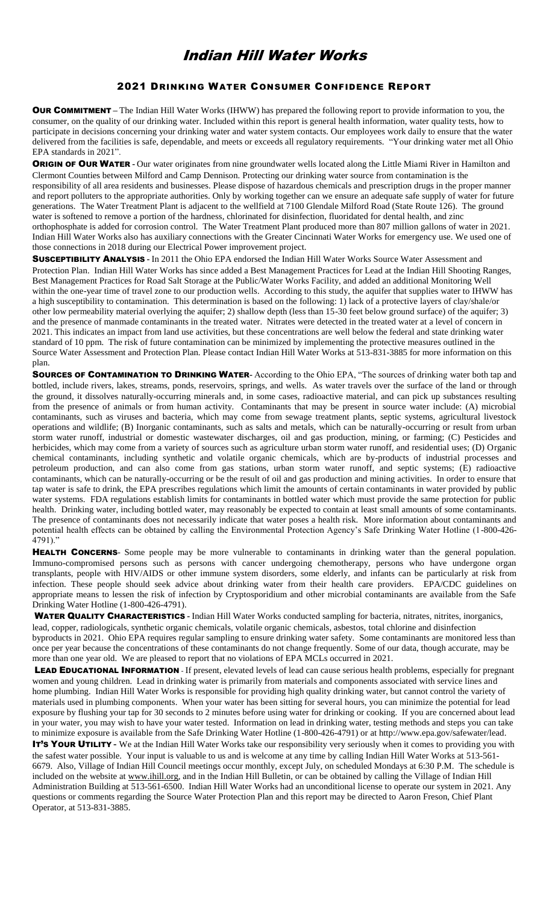# Indian Hill Water Works

## 2021 Drinking Water Consumer Confidence Report

**OUR COMMITMENT** – The Indian Hill Water Works (IHWW) has prepared the following report to provide information to you, the consumer, on the quality of our drinking water. Included within this report is general health information, water quality tests, how to participate in decisions concerning your drinking water and water system contacts. Our employees work daily to ensure that the water delivered from the facilities is safe, dependable, and meets or exceeds all regulatory requirements. "Your drinking water met all Ohio EPA standards in 2021".

**ORIGIN OF OUR WATER** - Our water originates from nine groundwater wells located along the Little Miami River in Hamilton and Clermont Counties between Milford and Camp Dennison. Protecting our drinking water source from contamination is the responsibility of all area residents and businesses. Please dispose of hazardous chemicals and prescription drugs in the proper manner and report polluters to the appropriate authorities. Only by working together can we ensure an adequate safe supply of water for future generations. The Water Treatment Plant is adjacent to the wellfield at 7100 Glendale Milford Road (State Route 126). The ground water is softened to remove a portion of the hardness, chlorinated for disinfection, fluoridated for dental health, and zinc orthophosphate is added for corrosion control. The Water Treatment Plant produced more than 807 million gallons of water in 2021. Indian Hill Water Works also has auxiliary connections with the Greater Cincinnati Water Works for emergency use. We used one of those connections in 2018 during our Electrical Power improvement project.

**SUSCEPTIBILITY ANALYSIS** - In 2011 the Ohio EPA endorsed the Indian Hill Water Works Source Water Assessment and Protection Plan. Indian Hill Water Works has since added a Best Management Practices for Lead at the Indian Hill Shooting Ranges, Best Management Practices for Road Salt Storage at the Public/Water Works Facility, and added an additional Monitoring Well within the one-year time of travel zone to our production wells. According to this study, the aquifer that supplies water to IHWW has a high susceptibility to contamination. This determination is based on the following: 1) lack of a protective layers of clay/shale/or other low permeability material overlying the aquifer; 2) shallow depth (less than 15-30 feet below ground surface) of the aquifer; 3) and the presence of manmade contaminants in the treated water. Nitrates were detected in the treated water at a level of concern in 2021. This indicates an impact from land use activities, but these concentrations are well below the federal and state drinking water standard of 10 ppm. The risk of future contamination can be minimized by implementing the protective measures outlined in the Source Water Assessment and Protection Plan. Please contact Indian Hill Water Works at 513-831-3885 for more information on this plan.

**SOURCES OF CONTAMINATION TO DRINKING WATER**- According to the Ohio EPA, "The sources of drinking water both tap and bottled, include rivers, lakes, streams, ponds, reservoirs, springs, and wells. As water travels over the surface of the land or through the ground, it dissolves naturally-occurring minerals and, in some cases, radioactive material, and can pick up substances resulting from the presence of animals or from human activity. Contaminants that may be present in source water include: (A) microbial contaminants, such as viruses and bacteria, which may come from sewage treatment plants, septic systems, agricultural livestock operations and wildlife; (B) Inorganic contaminants, such as salts and metals, which can be naturally-occurring or result from urban storm water runoff, industrial or domestic wastewater discharges, oil and gas production, mining, or farming; (C) Pesticides and herbicides, which may come from a variety of sources such as agriculture urban storm water runoff, and residential uses; (D) Organic chemical contaminants, including synthetic and volatile organic chemicals, which are by-products of industrial processes and petroleum production, and can also come from gas stations, urban storm water runoff, and septic systems; (E) radioactive contaminants, which can be naturally-occurring or be the result of oil and gas production and mining activities. In order to ensure that tap water is safe to drink, the EPA prescribes regulations which limit the amounts of certain contaminants in water provided by public water systems. FDA regulations establish limits for contaminants in bottled water which must provide the same protection for public health. Drinking water, including bottled water, may reasonably be expected to contain at least small amounts of some contaminants. The presence of contaminants does not necessarily indicate that water poses a health risk. More information about contaminants and potential health effects can be obtained by calling the Environmental Protection Agency's Safe Drinking Water Hotline (1-800-426-4791)."

**HEALTH CONCERNS**- Some people may be more vulnerable to contaminants in drinking water than the general population. Immuno-compromised persons such as persons with cancer undergoing chemotherapy, persons who have undergone organ transplants, people with HIV/AIDS or other immune system disorders, some elderly, and infants can be particularly at risk from infection. These people should seek advice about drinking water from their health care providers. EPA/CDC guidelines on appropriate means to lessen the risk of infection by Cryptosporidium and other microbial contaminants are available from the Safe Drinking Water Hotline (1-800-426-4791).

**WATER QUALITY CHARACTERISTICS** - Indian Hill Water Works conducted sampling for bacteria, nitrates, nitrites, inorganics, lead, copper, radiologicals, synthetic organic chemicals, volatile organic chemicals, asbestos, total chlorine and disinfection byproducts in 2021. Ohio EPA requires regular sampling to ensure drinking water safety. Some contaminants are monitored less than once per year because the concentrations of these contaminants do not change frequently. Some of our data, though accurate, may be more than one year old. We are pleased to report that no violations of EPA MCLs occurred in 2021.

**LEAD EDUCATIONAL INFORMATION** - If present, elevated levels of lead can cause serious health problems, especially for pregnant women and young children. Lead in drinking water is primarily from materials and components associated with service lines and home plumbing. Indian Hill Water Works is responsible for providing high quality drinking water, but cannot control the variety of materials used in plumbing components. When your water has been sitting for several hours, you can minimize the potential for lead exposure by flushing your tap for 30 seconds to 2 minutes before using water for drinking or cooking. If you are concerned about lead in your water, you may wish to have your water tested. Information on lead in drinking water, testing methods and steps you can take to minimize exposure is available from the Safe Drinking Water Hotline (1-800-426-4791) or at http://www.epa.gov/safewater/lead.

**IT'S YOUR UTILITY** - We at the Indian Hill Water Works take our responsibility very seriously when it comes to providing you with the safest water possible. Your input is valuable to us and is welcome at any time by calling Indian Hill Water Works at 513-561-6679. Also, Village of Indian Hill Council meetings occur monthly, except July, on scheduled Mondays at 6:30 P.M. The schedule is included on the website at www.ihill.org, and in the Indian Hill Bulletin, or can be obtained by calling the Village of Indian Hill Administration Building at 513-561-6500. Indian Hill Water Works had an unconditional license to operate our system in 2021. Any questions or comments regarding the Source Water Protection Plan and this report may be directed to Aaron Freson, Chief Plant Operator, at 513-831-3885.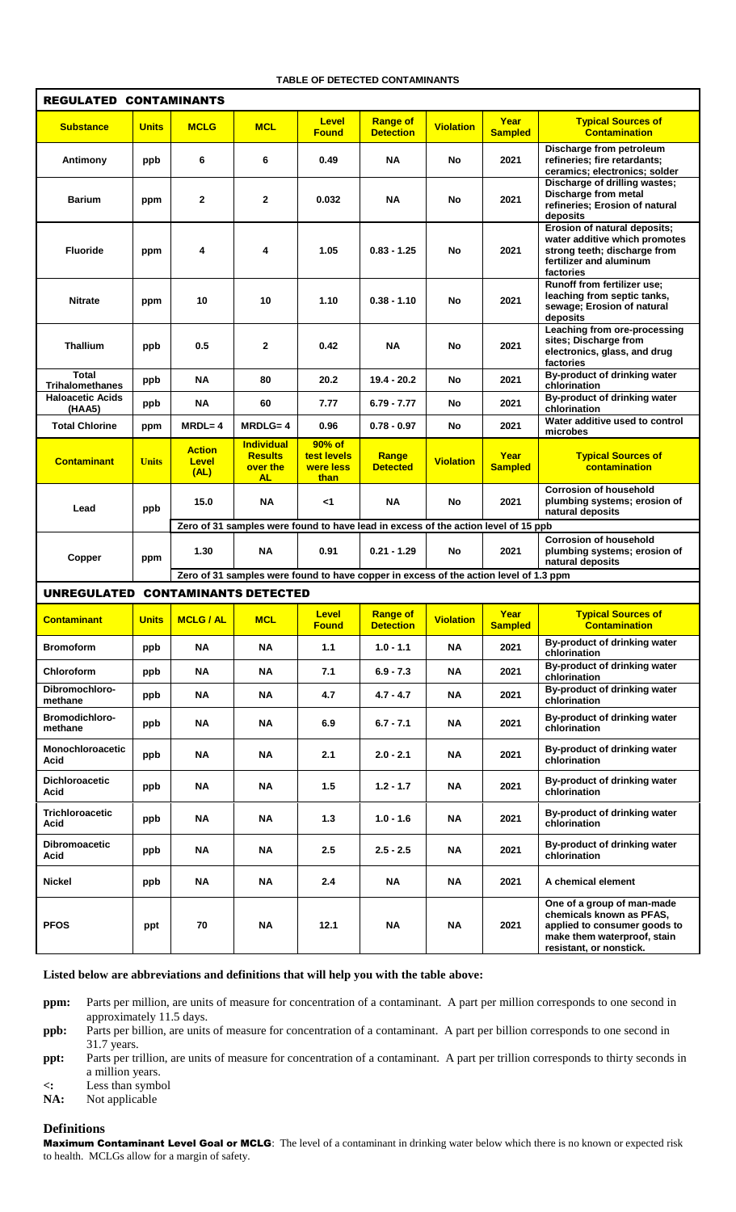**TABLE OF DETECTED CONTAMINANTS**

## REGULATED CONTAMINANTS

| Substance | Units | MCLG | MCL | Level Found | Range of Detection | Violation | Year Sampled | Typical Sources of Contamination |
|---|---|---|---|---|---|---|---|---|
| Antimony | ppb | 6 | 6 | 0.49 | NA | No | 2021 | Discharge from petroleum refineries; fire retardants; ceramics; electronics; solder |
| Barium | ppm | 2 | 2 | 0.032 | NA | No | 2021 | Discharge of drilling wastes; Discharge from metal refineries; Erosion of natural deposits |
| Fluoride | ppm | 4 | 4 | 1.05 | 0.83 - 1.25 | No | 2021 | Erosion of natural deposits; water additive which promotes strong teeth; discharge from fertilizer and aluminum factories |
| Nitrate | ppm | 10 | 10 | 1.10 | 0.38 - 1.10 | No | 2021 | Runoff from fertilizer use; leaching from septic tanks, sewage; Erosion of natural deposits |
| Thallium | ppb | 0.5 | 2 | 0.42 | NA | No | 2021 | Leaching from ore-processing sites; Discharge from electronics, glass, and drug factories |
| Total Trihalomethanes | ppb | NA | 80 | 20.2 | 19.4 - 20.2 | No | 2021 | By-product of drinking water chlorination |
| Haloacetic Acids (HAA5) | ppb | NA | 60 | 7.77 | 6.79 - 7.77 | No | 2021 | By-product of drinking water chlorination |
| Total Chlorine | ppm | MRDL= 4 | MRDLG= 4 | 0.96 | 0.78 - 0.97 | No | 2021 | Water additive used to control microbes |

| Contaminant | Units | Action Level (AL) | Individual Results over the AL | 90% of test levels were less than | Range Detected | Violation | Year Sampled | Typical Sources of contamination |
|---|---|---|---|---|---|---|---|---|
| Lead | ppb | 15.0 | NA | <1 | NA | No | 2021 | Corrosion of household plumbing systems; erosion of natural deposits |
| | | Zero of 31 samples were found to have lead in excess of the action level of 15 ppb | | | | | | |
| Copper | ppm | 1.30 | NA | 0.91 | 0.21 - 1.29 | No | 2021 | Corrosion of household plumbing systems; erosion of natural deposits |
| | | Zero of 31 samples were found to have copper in excess of the action level of 1.3 ppm | | | | | | |

## UNREGULATED CONTAMINANTS DETECTED

| Contaminant | Units | MCLG / AL | MCL | Level Found | Range of Detection | Violation | Year Sampled | Typical Sources of Contamination |
|---|---|---|---|---|---|---|---|---|
| Bromoform | ppb | NA | NA | 1.1 | 1.0 - 1.1 | NA | 2021 | By-product of drinking water chlorination |
| Chloroform | ppb | NA | NA | 7.1 | 6.9 - 7.3 | NA | 2021 | By-product of drinking water chlorination |
| Dibromochloro-methane | ppb | NA | NA | 4.7 | 4.7 - 4.7 | NA | 2021 | By-product of drinking water chlorination |
| Bromodichloro-methane | ppb | NA | NA | 6.9 | 6.7 - 7.1 | NA | 2021 | By-product of drinking water chlorination |
| Monochloroacetic Acid | ppb | NA | NA | 2.1 | 2.0 - 2.1 | NA | 2021 | By-product of drinking water chlorination |
| Dichloroacetic Acid | ppb | NA | NA | 1.5 | 1.2 - 1.7 | NA | 2021 | By-product of drinking water chlorination |
| Trichloroacetic Acid | ppb | NA | NA | 1.3 | 1.0 - 1.6 | NA | 2021 | By-product of drinking water chlorination |
| Dibromoacetic Acid | ppb | NA | NA | 2.5 | 2.5 - 2.5 | NA | 2021 | By-product of drinking water chlorination |
| Nickel | ppb | NA | NA | 2.4 | NA | NA | 2021 | A chemical element |
| PFOS | ppt | 70 | NA | 12.1 | NA | NA | 2021 | One of a group of man-made chemicals known as PFAS, applied to consumer goods to make them waterproof, stain resistant, or nonstick. |

**Listed below are abbreviations and definitions that will help you with the table above:**

**ppm:** Parts per million, are units of measure for concentration of a contaminant. A part per million corresponds to one second in approximately 11.5 days.

**ppb:** Parts per billion, are units of measure for concentration of a contaminant. A part per billion corresponds to one second in 31.7 years.

**ppt:** Parts per trillion, are units of measure for concentration of a contaminant. A part per trillion corresponds to thirty seconds in a million years.

**<:** Less than symbol

**NA:** Not applicable

## Definitions

**Maximum Contaminant Level Goal or MCLG**: The level of a contaminant in drinking water below which there is no known or expected risk to health. MCLGs allow for a margin of safety.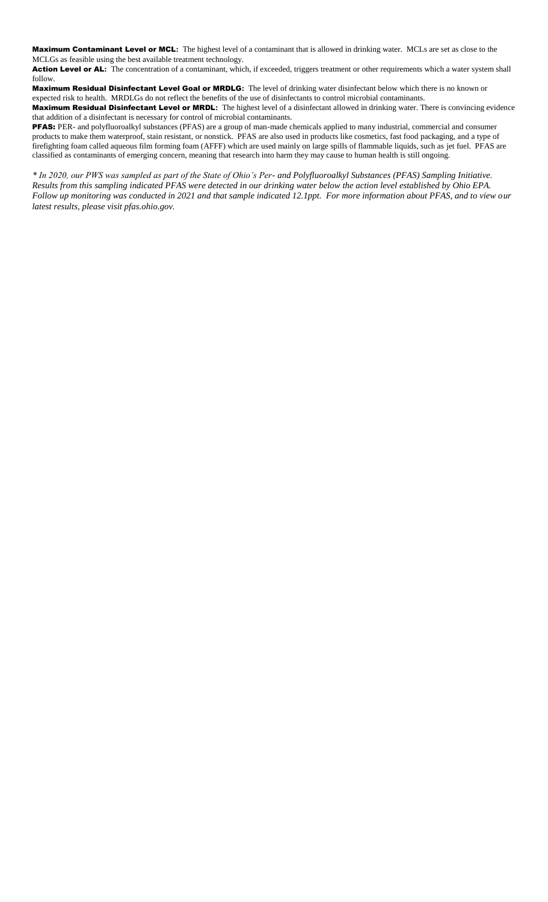**Maximum Contaminant Level or MCL:** The highest level of a contaminant that is allowed in drinking water. MCLs are set as close to the MCLGs as feasible using the best available treatment technology.

**Action Level or AL:** The concentration of a contaminant, which, if exceeded, triggers treatment or other requirements which a water system shall follow.

**Maximum Residual Disinfectant Level Goal or MRDLG:** The level of drinking water disinfectant below which there is no known or expected risk to health. MRDLGs do not reflect the benefits of the use of disinfectants to control microbial contaminants.

**Maximum Residual Disinfectant Level or MRDL:** The highest level of a disinfectant allowed in drinking water. There is convincing evidence that addition of a disinfectant is necessary for control of microbial contaminants.

**PFAS:** PER- and polyfluoroalkyl substances (PFAS) are a group of man-made chemicals applied to many industrial, commercial and consumer products to make them waterproof, stain resistant, or nonstick. PFAS are also used in products like cosmetics, fast food packaging, and a type of firefighting foam called aqueous film forming foam (AFFF) which are used mainly on large spills of flammable liquids, such as jet fuel. PFAS are classified as contaminants of emerging concern, meaning that research into harm they may cause to human health is still ongoing.

*\* In 2020, our PWS was sampled as part of the State of Ohio's Per- and Polyfluoroalkyl Substances (PFAS) Sampling Initiative. Results from this sampling indicated PFAS were detected in our drinking water below the action level established by Ohio EPA. Follow up monitoring was conducted in 2021 and that sample indicated 12.1ppt. For more information about PFAS, and to view our latest results, please visit pfas.ohio.gov.*